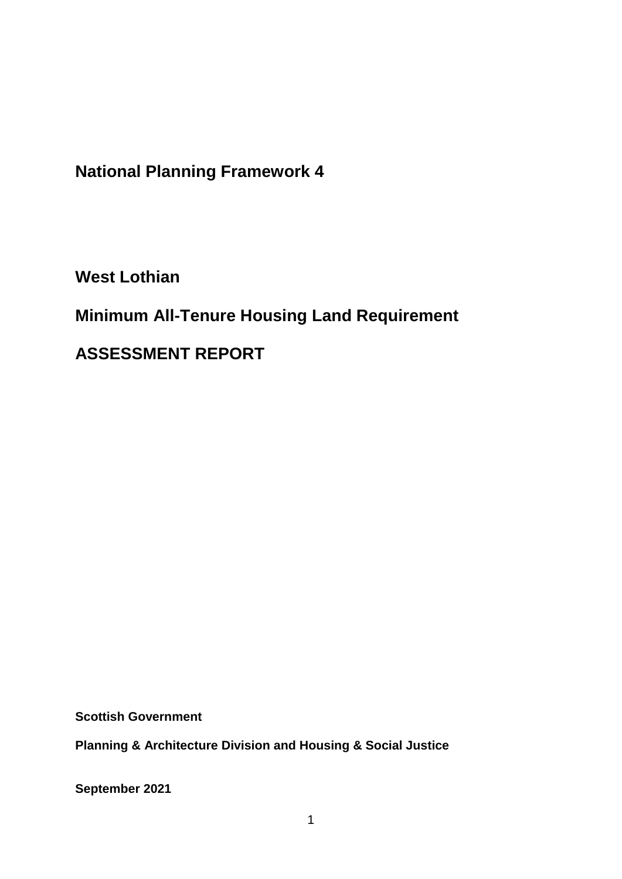# National Planning Framework 4

## West Lothian

## Minimum All-Tenure Housing Land Requirement

## ASSESSMENT REPORT

**Scottish Government**

**Planning & Architecture Division and Housing & Social Justice**

**September 2021**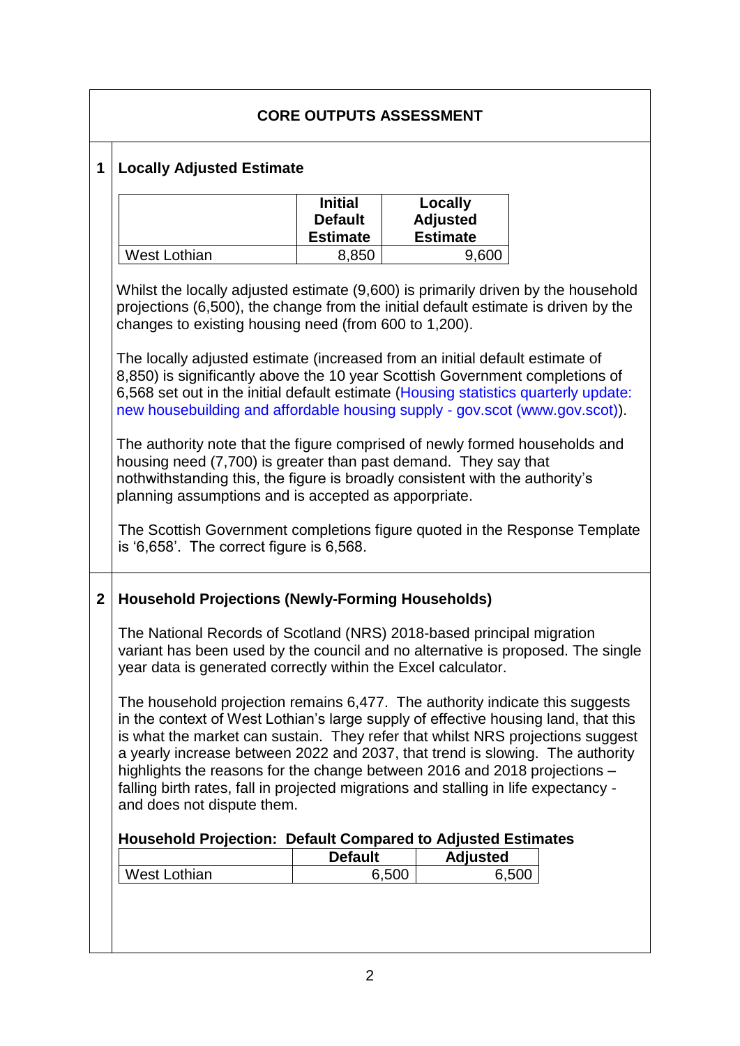## CORE OUTPUTS ASSESSMENT

### 1 Locally Adjusted Estimate

| | Initial Default Estimate | Locally Adjusted Estimate |
|---|---|---|
| West Lothian | 8,850 | 9,600 |

Whilst the locally adjusted estimate (9,600) is primarily driven by the household projections (6,500), the change from the initial default estimate is driven by the changes to existing housing need (from 600 to 1,200).

The locally adjusted estimate (increased from an initial default estimate of 8,850) is significantly above the 10 year Scottish Government completions of 6,568 set out in the initial default estimate (Housing statistics quarterly update: new housebuilding and affordable housing supply - gov.scot (www.gov.scot)).

The authority note that the figure comprised of newly formed households and housing need (7,700) is greater than past demand. They say that nothwithstanding this, the figure is broadly consistent with the authority's planning assumptions and is accepted as apporpriate.

The Scottish Government completions figure quoted in the Response Template is '6,658'. The correct figure is 6,568.

### 2 Household Projections (Newly-Forming Households)

The National Records of Scotland (NRS) 2018-based principal migration variant has been used by the council and no alternative is proposed. The single year data is generated correctly within the Excel calculator.

The household projection remains 6,477. The authority indicate this suggests in the context of West Lothian's large supply of effective housing land, that this is what the market can sustain. They refer that whilst NRS projections suggest a yearly increase between 2022 and 2037, that trend is slowing. The authority highlights the reasons for the change between 2016 and 2018 projections – falling birth rates, fall in projected migrations and stalling in life expectancy - and does not dispute them.

**Household Projection: Default Compared to Adjusted Estimates**

| | Default | Adjusted |
|---|---|---|
| West Lothian | 6,500 | 6,500 |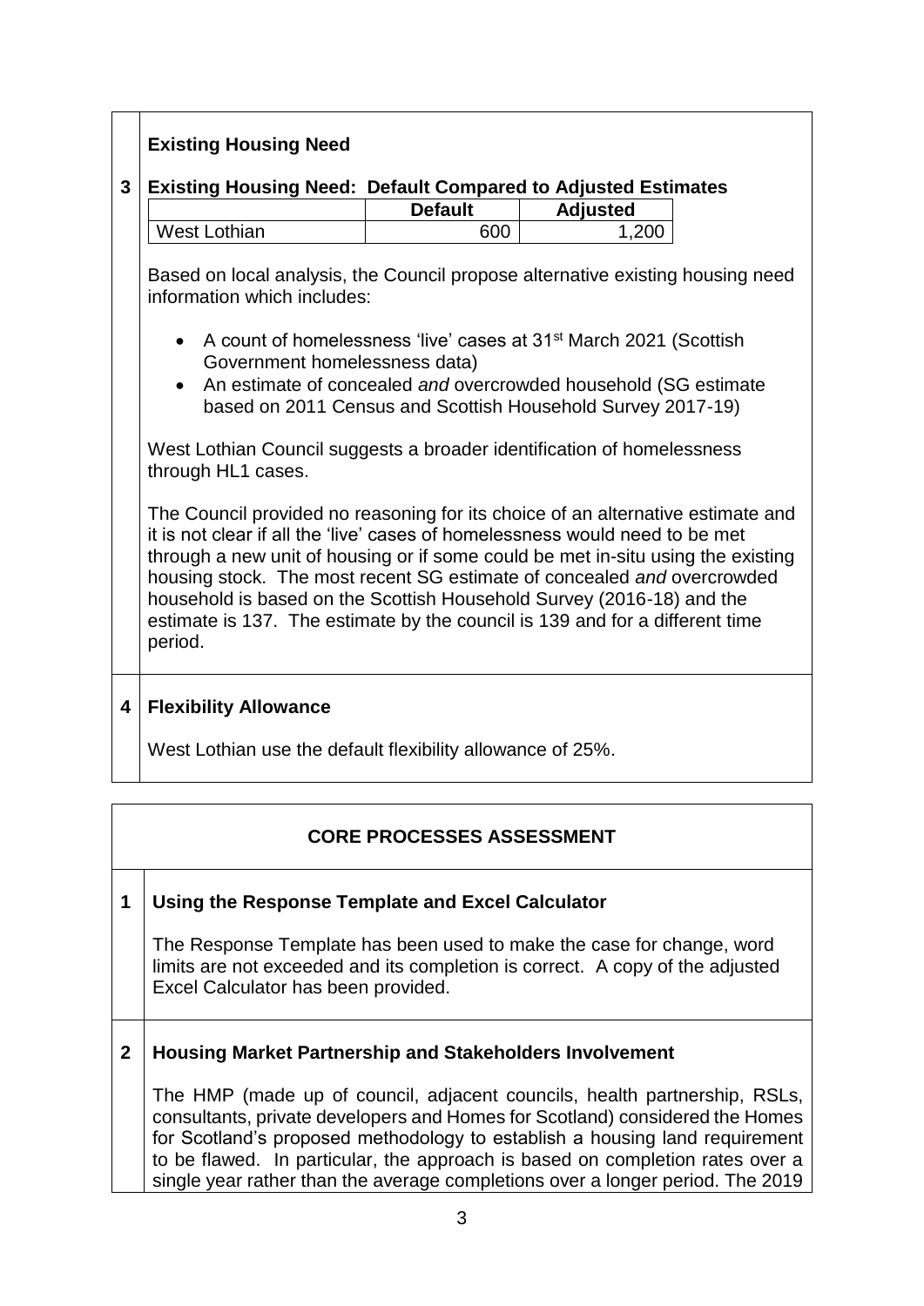## 3 Existing Housing Need

**Existing Housing Need: Default Compared to Adjusted Estimates**

| | Default | Adjusted |
|---|---|---|
| West Lothian | 600 | 1,200 |

Based on local analysis, the Council propose alternative existing housing need information which includes:

- A count of homelessness 'live' cases at 31st March 2021 (Scottish Government homelessness data)
- An estimate of concealed *and* overcrowded household (SG estimate based on 2011 Census and Scottish Household Survey 2017-19)

West Lothian Council suggests a broader identification of homelessness through HL1 cases.

The Council provided no reasoning for its choice of an alternative estimate and it is not clear if all the 'live' cases of homelessness would need to be met through a new unit of housing or if some could be met in-situ using the existing housing stock. The most recent SG estimate of concealed *and* overcrowded household is based on the Scottish Household Survey (2016-18) and the estimate is 137. The estimate by the council is 139 and for a different time period.

## 4 Flexibility Allowance

West Lothian use the default flexibility allowance of 25%.

# CORE PROCESSES ASSESSMENT

## 1 Using the Response Template and Excel Calculator

The Response Template has been used to make the case for change, word limits are not exceeded and its completion is correct. A copy of the adjusted Excel Calculator has been provided.

## 2 Housing Market Partnership and Stakeholders Involvement

The HMP (made up of council, adjacent councils, health partnership, RSLs, consultants, private developers and Homes for Scotland) considered the Homes for Scotland's proposed methodology to establish a housing land requirement to be flawed. In particular, the approach is based on completion rates over a single year rather than the average completions over a longer period. The 2019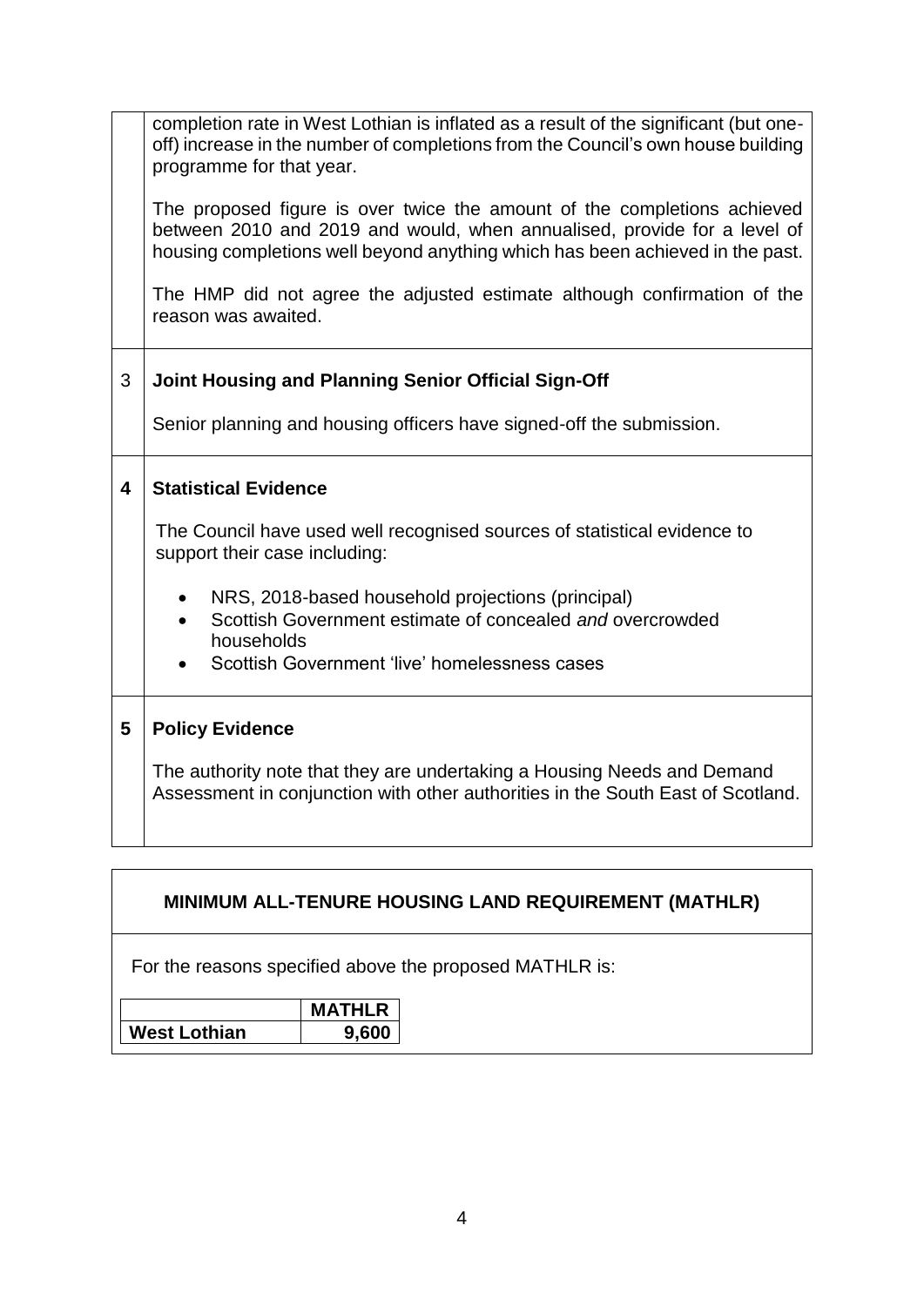completion rate in West Lothian is inflated as a result of the significant (but one-off) increase in the number of completions from the Council's own house building programme for that year.

The proposed figure is over twice the amount of the completions achieved between 2010 and 2019 and would, when annualised, provide for a level of housing completions well beyond anything which has been achieved in the past.

The HMP did not agree the adjusted estimate although confirmation of the reason was awaited.

3 **Joint Housing and Planning Senior Official Sign-Off**

Senior planning and housing officers have signed-off the submission.

**4 Statistical Evidence**

The Council have used well recognised sources of statistical evidence to support their case including:

- NRS, 2018-based household projections (principal)
- Scottish Government estimate of concealed *and* overcrowded households
- Scottish Government 'live' homelessness cases

**5 Policy Evidence**

The authority note that they are undertaking a Housing Needs and Demand Assessment in conjunction with other authorities in the South East of Scotland.

## MINIMUM ALL-TENURE HOUSING LAND REQUIREMENT (MATHLR)

For the reasons specified above the proposed MATHLR is:

| | **MATHLR** |
|---|---|
| **West Lothian** | **9,600** |